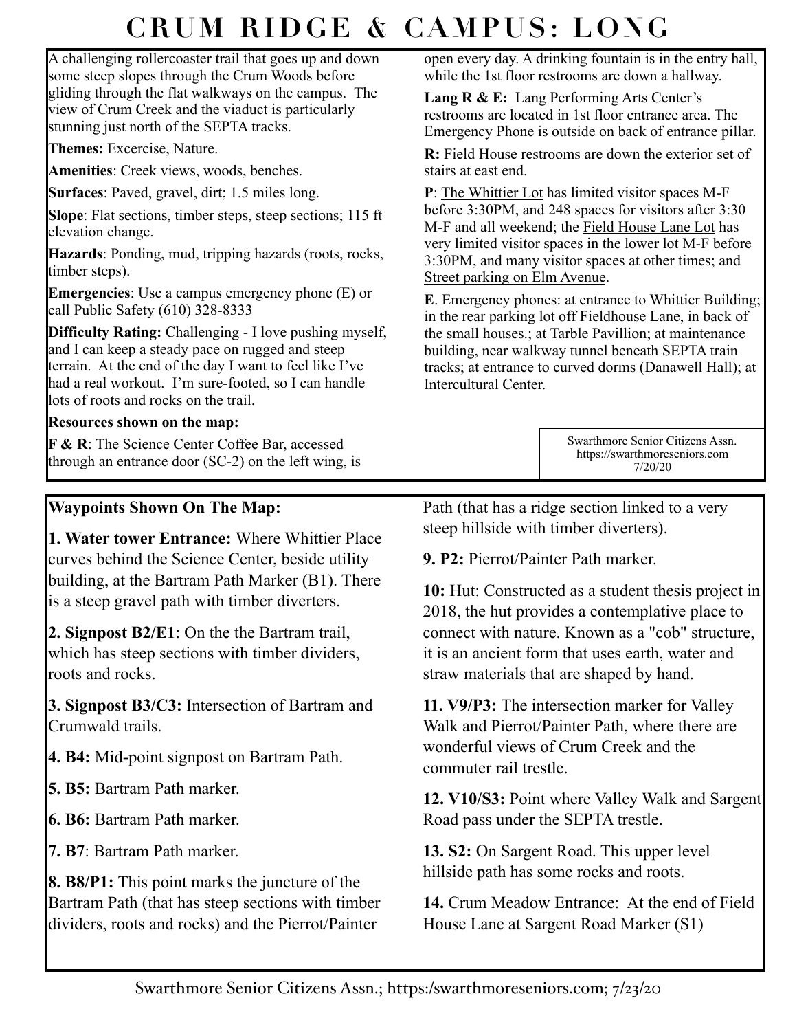# CRUM RIDGE & CAMPUS: LONG

A challenging rollercoaster trail that goes up and down some steep slopes through the Crum Woods before gliding through the flat walkways on the campus. The view of Crum Creek and the viaduct is particularly stunning just north of the SEPTA tracks.

**Themes:** Excercise, Nature.

**Amenities**: Creek views, woods, benches.

**Surfaces**: Paved, gravel, dirt; 1.5 miles long.

**Slope**: Flat sections, timber steps, steep sections; 115 ft elevation change.

**Hazards**: Ponding, mud, tripping hazards (roots, rocks, timber steps).

**Emergencies**: Use a campus emergency phone (E) or call Public Safety (610) 328-8333

**Difficulty Rating:** Challenging - I love pushing myself, and I can keep a steady pace on rugged and steep terrain. At the end of the day I want to feel like I've had a real workout. I'm sure-footed, so I can handle lots of roots and rocks on the trail.

**Resources shown on the map:**

**F & R**: The Science Center Coffee Bar, accessed through an entrance door (SC-2) on the left wing, is open every day. A drinking fountain is in the entry hall, while the 1st floor restrooms are down a hallway.

**Lang R & E:** Lang Performing Arts Center's restrooms are located in 1st floor entrance area. The Emergency Phone is outside on back of entrance pillar.

**R:** Field House restrooms are down the exterior set of stairs at east end.

**P**: The Whittier Lot has limited visitor spaces M-F before 3:30PM, and 248 spaces for visitors after 3:30 M-F and all weekend; the Field House Lane Lot has very limited visitor spaces in the lower lot M-F before 3:30PM, and many visitor spaces at other times; and Street parking on Elm Avenue.

**E**. Emergency phones: at entrance to Whittier Building; in the rear parking lot off Fieldhouse Lane, in back of the small houses.; at Tarble Pavillion; at maintenance building, near walkway tunnel beneath SEPTA train tracks; at entrance to curved dorms (Danawell Hall); at Intercultural Center.

Swarthmore Senior Citizens Assn.
https://swarthmoreseniors.com
7/20/20

**Waypoints Shown On The Map:**

**1. Water tower Entrance:** Where Whittier Place curves behind the Science Center, beside utility building, at the Bartram Path Marker (B1). There is a steep gravel path with timber diverters.

**2. Signpost B2/E1**: On the the Bartram trail, which has steep sections with timber dividers, roots and rocks.

**3. Signpost B3/C3:** Intersection of Bartram and Crumwald trails.

**4. B4:** Mid-point signpost on Bartram Path.

**5. B5:** Bartram Path marker.

**6. B6:** Bartram Path marker.

**7. B7**: Bartram Path marker.

**8. B8/P1:** This point marks the juncture of the Bartram Path (that has steep sections with timber dividers, roots and rocks) and the Pierrot/Painter Path (that has a ridge section linked to a very steep hillside with timber diverters).

**9. P2:** Pierrot/Painter Path marker.

**10:** Hut: Constructed as a student thesis project in 2018, the hut provides a contemplative place to connect with nature. Known as a "cob" structure, it is an ancient form that uses earth, water and straw materials that are shaped by hand.

**11. V9/P3:** The intersection marker for Valley Walk and Pierrot/Painter Path, where there are wonderful views of Crum Creek and the commuter rail trestle.

**12. V10/S3:** Point where Valley Walk and Sargent Road pass under the SEPTA trestle.

**13. S2:** On Sargent Road. This upper level hillside path has some rocks and roots.

**14.** Crum Meadow Entrance: At the end of Field House Lane at Sargent Road Marker (S1)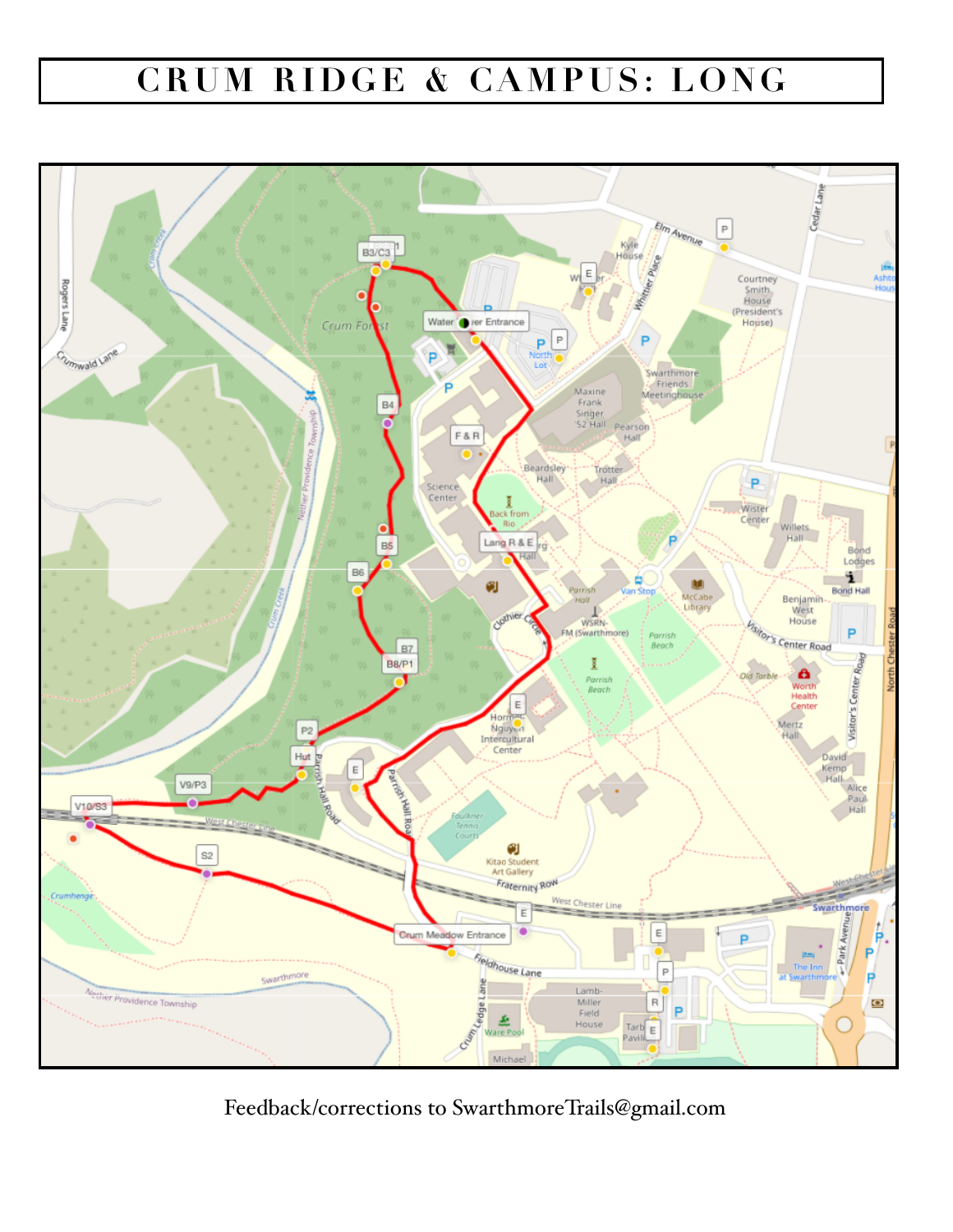# CRUM RIDGE & CAMPUS: LONG

Feedback/corrections to SwarthmoreTrails@gmail.com